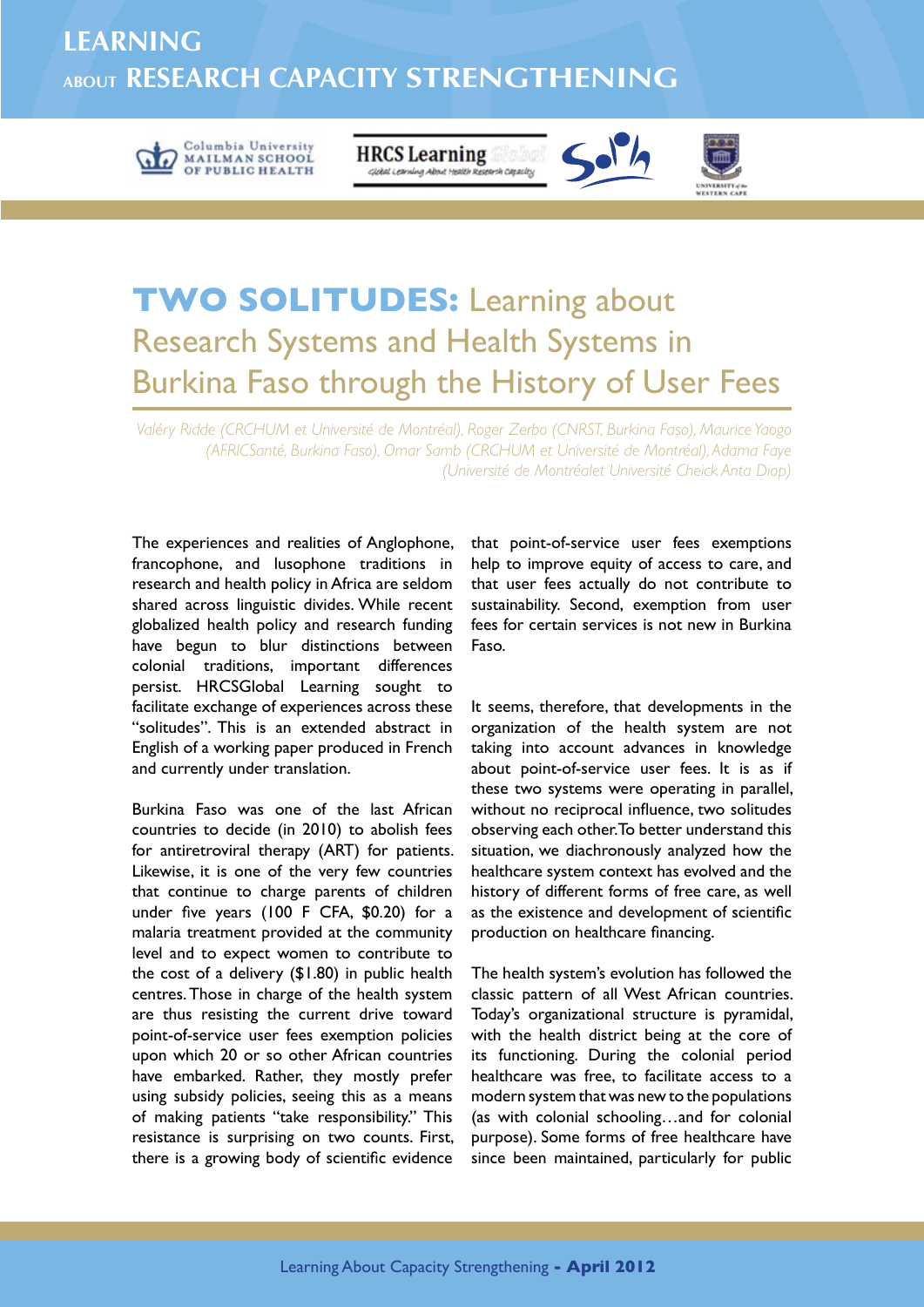# LEARNING ABOUT RESEARCH CAPACITY STRENGTHENING

# TWO SOLITUDES: Learning about Research Systems and Health Systems in Burkina Faso through the History of User Fees

*Valéry Ridde (CRCHUM et Université de Montréal), Roger Zerbo (CNRST, Burkina Faso), Maurice Yaogo (AFRICSanté, Burkina Faso), Omar Samb (CRCHUM et Université de Montréal), Adama Faye (Université de Montréalet Université Cheick Anta Diop)*

The experiences and realities of Anglophone, francophone, and lusophone traditions in research and health policy in Africa are seldom shared across linguistic divides. While recent globalized health policy and research funding have begun to blur distinctions between colonial traditions, important differences persist. HRCSGlobal Learning sought to facilitate exchange of experiences across these "solitudes". This is an extended abstract in English of a working paper produced in French and currently under translation.

Burkina Faso was one of the last African countries to decide (in 2010) to abolish fees for antiretroviral therapy (ART) for patients. Likewise, it is one of the very few countries that continue to charge parents of children under five years (100 F CFA, $0.20) for a malaria treatment provided at the community level and to expect women to contribute to the cost of a delivery ($1.80) in public health centres. Those in charge of the health system are thus resisting the current drive toward point-of-service user fees exemption policies upon which 20 or so other African countries have embarked. Rather, they mostly prefer using subsidy policies, seeing this as a means of making patients "take responsibility." This resistance is surprising on two counts. First, there is a growing body of scientific evidence that point-of-service user fees exemptions help to improve equity of access to care, and that user fees actually do not contribute to sustainability. Second, exemption from user fees for certain services is not new in Burkina Faso.

It seems, therefore, that developments in the organization of the health system are not taking into account advances in knowledge about point-of-service user fees. It is as if these two systems were operating in parallel, without no reciprocal influence, two solitudes observing each other. To better understand this situation, we diachronously analyzed how the healthcare system context has evolved and the history of different forms of free care, as well as the existence and development of scientific production on healthcare financing.

The health system's evolution has followed the classic pattern of all West African countries. Today's organizational structure is pyramidal, with the health district being at the core of its functioning. During the colonial period healthcare was free, to facilitate access to a modern system that was new to the populations (as with colonial schooling…and for colonial purpose). Some forms of free healthcare have since been maintained, particularly for public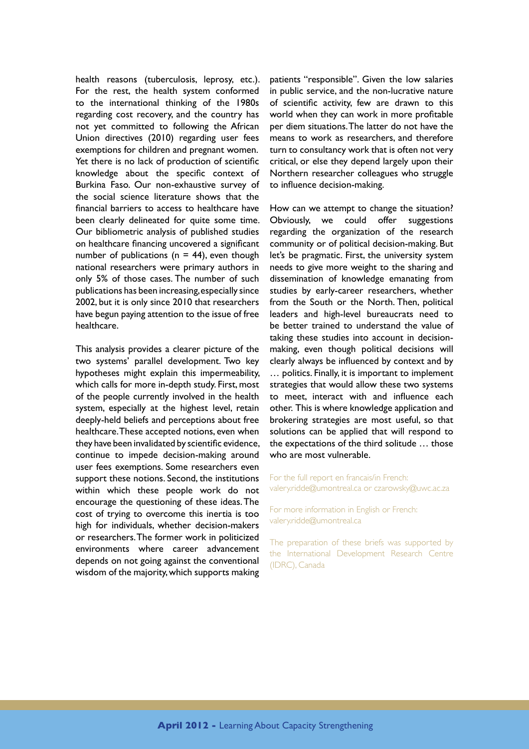health reasons (tuberculosis, leprosy, etc.). For the rest, the health system conformed to the international thinking of the 1980s regarding cost recovery, and the country has not yet committed to following the African Union directives (2010) regarding user fees exemptions for children and pregnant women. Yet there is no lack of production of scientific knowledge about the specific context of Burkina Faso. Our non-exhaustive survey of the social science literature shows that the financial barriers to access to healthcare have been clearly delineated for quite some time. Our bibliometric analysis of published studies on healthcare financing uncovered a significant number of publications ($n = 44$), even though national researchers were primary authors in only 5% of those cases. The number of such publications has been increasing, especially since 2002, but it is only since 2010 that researchers have begun paying attention to the issue of free healthcare.

This analysis provides a clearer picture of the two systems' parallel development. Two key hypotheses might explain this impermeability, which calls for more in-depth study. First, most of the people currently involved in the health system, especially at the highest level, retain deeply-held beliefs and perceptions about free healthcare. These accepted notions, even when they have been invalidated by scientific evidence, continue to impede decision-making around user fees exemptions. Some researchers even support these notions. Second, the institutions within which these people work do not encourage the questioning of these ideas. The cost of trying to overcome this inertia is too high for individuals, whether decision-makers or researchers. The former work in politicized environments where career advancement depends on not going against the conventional wisdom of the majority, which supports making patients "responsible". Given the low salaries in public service, and the non-lucrative nature of scientific activity, few are drawn to this world when they can work in more profitable per diem situations. The latter do not have the means to work as researchers, and therefore turn to consultancy work that is often not very critical, or else they depend largely upon their Northern researcher colleagues who struggle to influence decision-making.

How can we attempt to change the situation? Obviously, we could offer suggestions regarding the organization of the research community or of political decision-making. But let's be pragmatic. First, the university system needs to give more weight to the sharing and dissemination of knowledge emanating from studies by early-career researchers, whether from the South or the North. Then, political leaders and high-level bureaucrats need to be better trained to understand the value of taking these studies into account in decision-making, even though political decisions will clearly always be influenced by context and by … politics. Finally, it is important to implement strategies that would allow these two systems to meet, interact with and influence each other. This is where knowledge application and brokering strategies are most useful, so that solutions can be applied that will respond to the expectations of the third solitude … those who are most vulnerable.

For the full report en francais/in French:
valery.ridde@umontreal.ca or czarowsky@uwc.ac.za

For more information in English or French:
valery.ridde@umontreal.ca

The preparation of these briefs was supported by the International Development Research Centre (IDRC), Canada